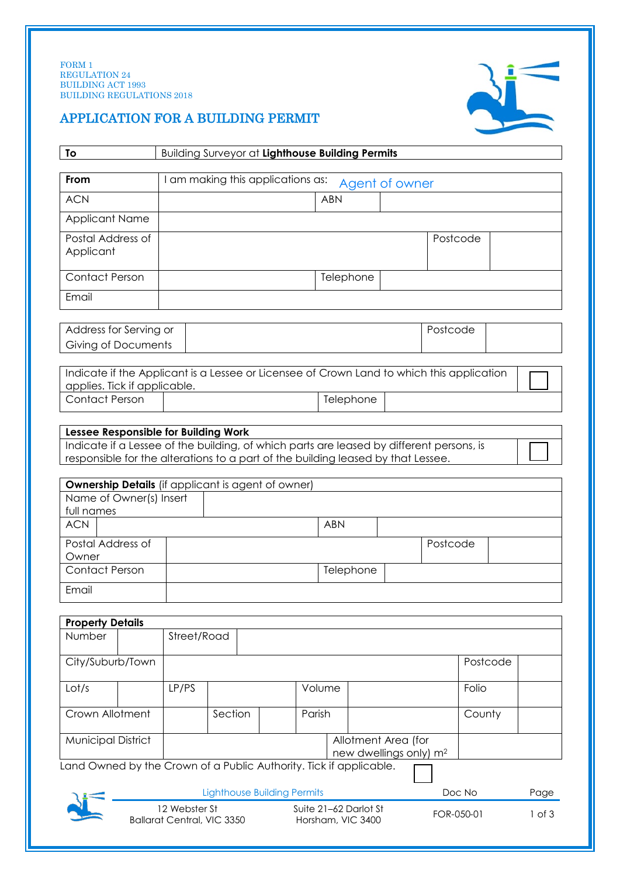FORM 1
REGULATION 24
BUILDING ACT 1993
BUILDING REGULATIONS 2018

# APPLICATION FOR A BUILDING PERMIT

| **To** | Building Surveyor at **Lighthouse Building Permits** |
|---|---|

| **From** | I am making this applications as: Agent of owner | | |
|---|---|---|---|
| ACN | | ABN | |
| Applicant Name | | | |
| Postal Address of Applicant | | Postcode | |
| Contact Person | | Telephone | |
| Email | | | |

| Address for Serving or Giving of Documents | | Postcode | |
|---|---|---|---|

| Indicate if the Applicant is a Lessee or Licensee of Crown Land to which this application applies. Tick if applicable. | | | ☐ |
|---|---|---|---|
| Contact Person | | Telephone | |

| **Lessee Responsible for Building Work** | |
|---|---|
| Indicate if a Lessee of the building, of which parts are leased by different persons, is responsible for the alterations to a part of the building leased by that Lessee. | ☐ |

| **Ownership Details** (if applicant is agent of owner) | | | |
|---|---|---|---|
| Name of Owner(s) Insert full names | | | |
| ACN | | ABN | |
| Postal Address of Owner | | Postcode | |
| Contact Person | | Telephone | |
| Email | | | |

| **Property Details** | | | | | | | |
|---|---|---|---|---|---|---|---|
| Number | | Street/Road | | | | | |
| City/Suburb/Town | | | | | | Postcode | |
| Lot/s | | LP/PS | | Volume | | Folio | |
| Crown Allotment | | Section | | Parish | | County | |
| Municipal District | | | | Allotment Area (for new dwellings only) m² | | | |

Land Owned by the Crown of a Public Authority. Tick if applicable. ☐

Lighthouse Building Permits

12 Webster St
Ballarat Central, VIC 3350

Suite 21–62 Darlot St
Horsham, VIC 3400

Doc No: FOR-050-01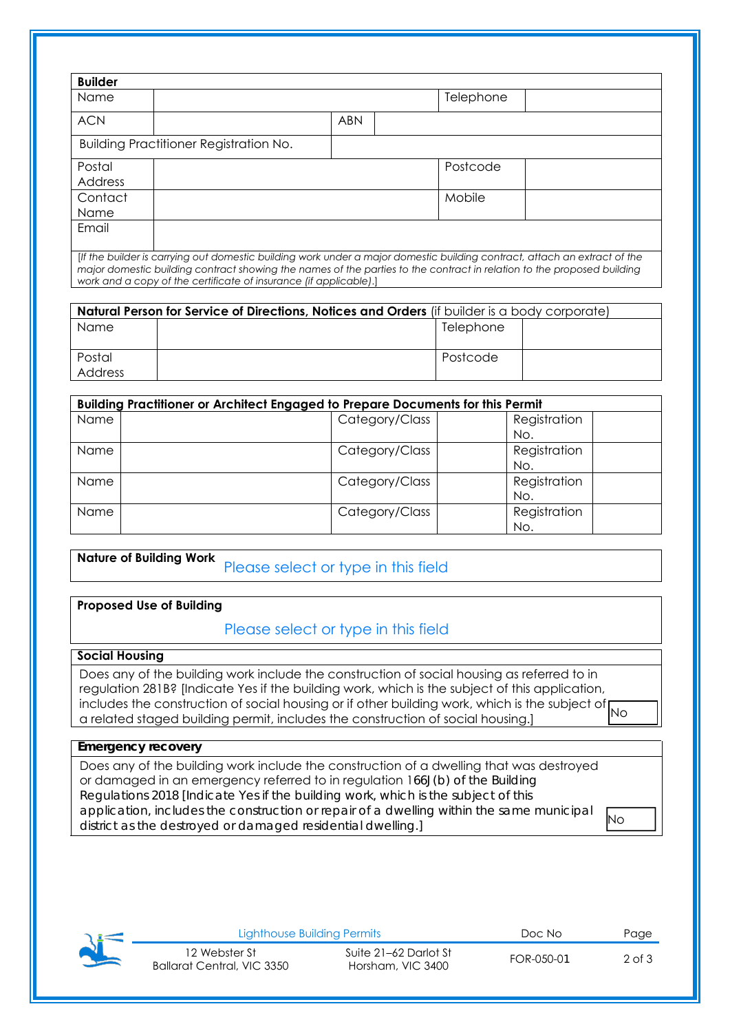**Builder**

| Name | | | | Telephone | |
|---|---|---|---|---|---|
| ACN | | ABN | | | |
| Building Practitioner Registration No. | | | | | |
| Postal Address | | | | Postcode | |
| Contact Name | | | | Mobile | |
| Email | | | | | |

*[If the builder is carrying out domestic building work under a major domestic building contract, attach an extract of the major domestic building contract showing the names of the parties to the contract in relation to the proposed building work and a copy of the certificate of insurance (if applicable).]*

**Natural Person for Service of Directions, Notices and Orders** (if builder is a body corporate)

| Name | | Telephone | |
|---|---|---|---|
| Postal Address | | Postcode | |

**Building Practitioner or Architect Engaged to Prepare Documents for this Permit**

| Name | | Category/Class | | Registration No. | |
|---|---|---|---|---|---|
| Name | | Category/Class | | Registration No. | |
| Name | | Category/Class | | Registration No. | |
| Name | | Category/Class | | Registration No. | |

**Nature of Building Work** Please select or type in this field

**Proposed Use of Building**

Please select or type in this field

**Social Housing**

Does any of the building work include the construction of social housing as referred to in regulation 281B? [Indicate Yes if the building work, which is the subject of this application, includes the construction of social housing or if other building work, which is the subject of a related staged building permit, includes the construction of social housing.] No

**Emergency recovery**

Does any of the building work include the construction of a dwelling that was destroyed or damaged in an emergency referred to in regulation 166J(b) of the Building Regulations 2018 [Indicate Yes if the building work, which is the subject of this application, includes the construction or repair of a dwelling within the same municipal district as the destroyed or damaged residential dwelling.] No

| Lighthouse Building Permits | | Doc No | Page |
|---|---|---|---|
| 12 Webster St Ballarat Central, VIC 3350 | Suite 21–62 Darlot St Horsham, VIC 3400 | FOR-050-01 | |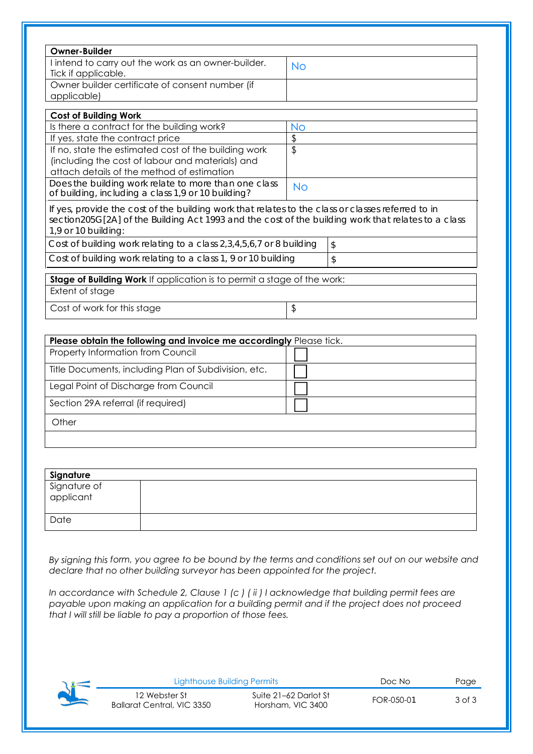| Owner-Builder | |
|---|---|
| I intend to carry out the work as an owner-builder. Tick if applicable. | No |
| Owner builder certificate of consent number (if applicable) | |

| Cost of Building Work | |
|---|---|
| Is there a contract for the building work? | No |
| If yes, state the contract price | $ |
| If no, state the estimated cost of the building work (including the cost of labour and materials) and attach details of the method of estimation | $ |
| Does the building work relate to more than one class of building, including a class 1,9 or 10 building? | No |

If yes, provide the cost of the building work that relates to the class or classes referred to in section205G[2A] of the Building Act 1993 and the cost of the building work that relates to a class 1,9 or 10 building:

| | |
|---|---|
| Cost of building work relating to a class 2,3,4,5,6,7 or 8 building | $ |
| Cost of building work relating to a class 1, 9 or 10 building | $ |

| **Stage of Building Work** If application is to permit a stage of the work: | |
|---|---|
| Extent of stage | |
| Cost of work for this stage | $ |

| **Please obtain the following and invoice me accordingly** Please tick. | |
|---|---|
| Property Information from Council | ☐ |
| Title Documents, including Plan of Subdivision, etc. | ☐ |
| Legal Point of Discharge from Council | ☐ |
| Section 29A referral (if required) | ☐ |
| Other | |
| | |

| Signature | |
|---|---|
| Signature of applicant | |
| Date | |

*By signing this form, you agree to be bound by the terms and conditions set out on our website and declare that no other building surveyor has been appointed for the project.*

*In accordance with Schedule 2, Clause 1 (c ) ( ii ) I acknowledge that building permit fees are payable upon making an application for a building permit and if the project does not proceed that I will still be liable to pay a proportion of those fees.*

Lighthouse Building Permits

12 Webster St
Ballarat Central, VIC 3350

Suite 21–62 Darlot St
Horsham, VIC 3400

Doc No FOR-050-01